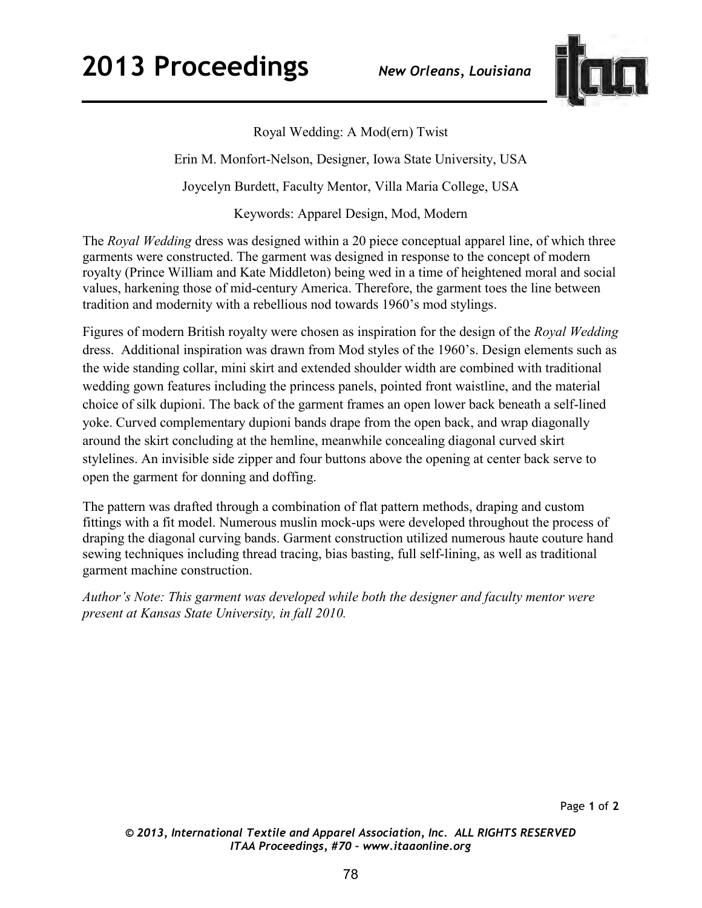# Royal Wedding: A Mod(ern) Twist

Erin M. Monfort-Nelson, Designer, Iowa State University, USA

Joycelyn Burdett, Faculty Mentor, Villa Maria College, USA

Keywords: Apparel Design, Mod, Modern

The *Royal Wedding* dress was designed within a 20 piece conceptual apparel line, of which three garments were constructed. The garment was designed in response to the concept of modern royalty (Prince William and Kate Middleton) being wed in a time of heightened moral and social values, harkening those of mid-century America. Therefore, the garment toes the line between tradition and modernity with a rebellious nod towards 1960's mod stylings.

Figures of modern British royalty were chosen as inspiration for the design of the *Royal Wedding* dress. Additional inspiration was drawn from Mod styles of the 1960's. Design elements such as the wide standing collar, mini skirt and extended shoulder width are combined with traditional wedding gown features including the princess panels, pointed front waistline, and the material choice of silk dupioni. The back of the garment frames an open lower back beneath a self-lined yoke. Curved complementary dupioni bands drape from the open back, and wrap diagonally around the skirt concluding at the hemline, meanwhile concealing diagonal curved skirt stylelines. An invisible side zipper and four buttons above the opening at center back serve to open the garment for donning and doffing.

The pattern was drafted through a combination of flat pattern methods, draping and custom fittings with a fit model. Numerous muslin mock-ups were developed throughout the process of draping the diagonal curving bands. Garment construction utilized numerous haute couture hand sewing techniques including thread tracing, bias basting, full self-lining, as well as traditional garment machine construction.

*Author's Note: This garment was developed while both the designer and faculty mentor were present at Kansas State University, in fall 2010.*